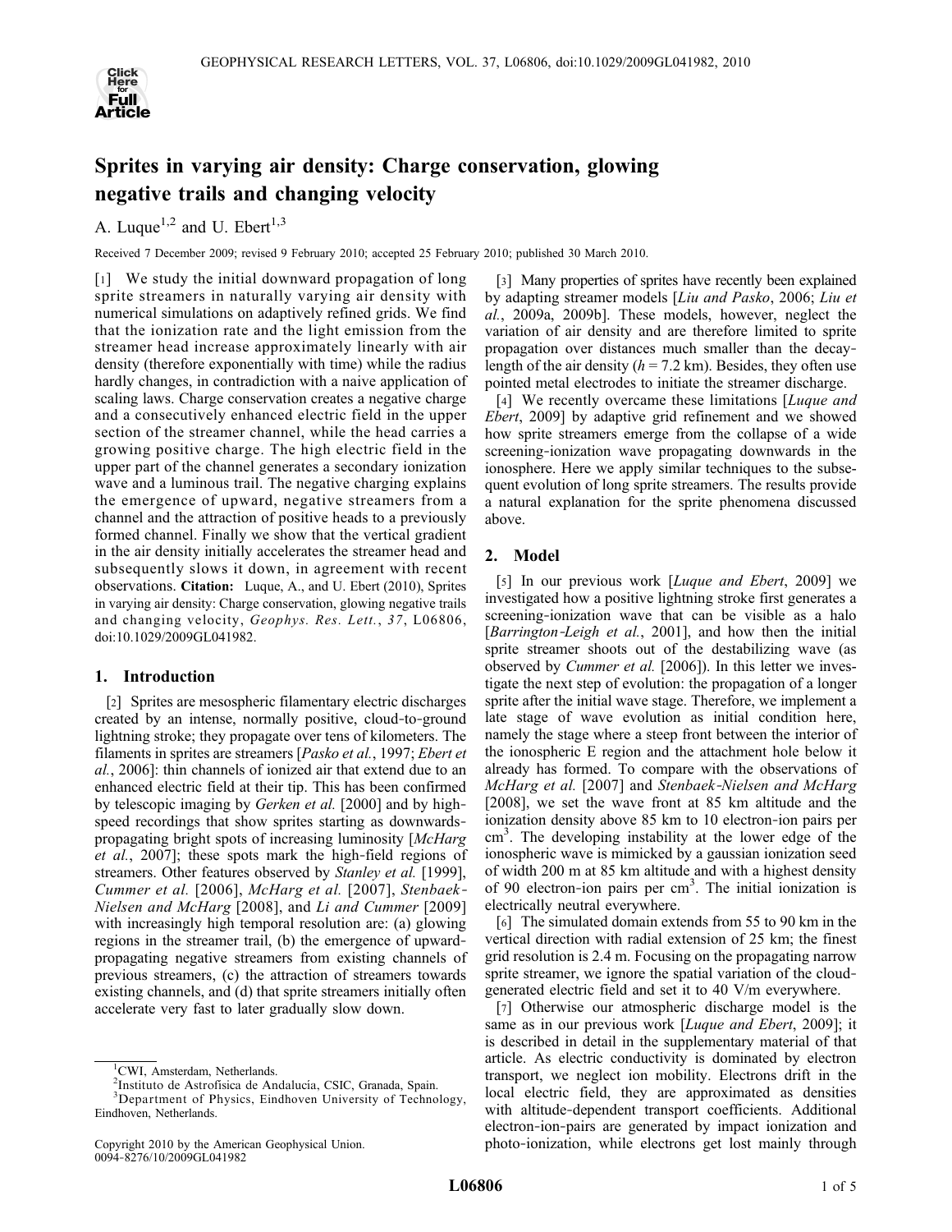# Sprites in varying air density: Charge conservation, glowing negative trails and changing velocity

A. Luque[1,2] and U. Ebert[1,3]

Received 7 December 2009; revised 9 February 2010; accepted 25 February 2010; published 30 March 2010.

[1] We study the initial downward propagation of long sprite streamers in naturally varying air density with numerical simulations on adaptively refined grids. We find that the ionization rate and the light emission from the streamer head increase approximately linearly with air density (therefore exponentially with time) while the radius hardly changes, in contradiction with a naive application of scaling laws. Charge conservation creates a negative charge and a consecutively enhanced electric field in the upper section of the streamer channel, while the head carries a growing positive charge. The high electric field in the upper part of the channel generates a secondary ionization wave and a luminous trail. The negative charging explains the emergence of upward, negative streamers from a channel and the attraction of positive heads to a previously formed channel. Finally we show that the vertical gradient in the air density initially accelerates the streamer head and subsequently slows it down, in agreement with recent observations. **Citation:** Luque, A., and U. Ebert (2010), Sprites in varying air density: Charge conservation, glowing negative trails and changing velocity, *Geophys. Res. Lett.*, *37*, L06806, doi:10.1029/2009GL041982.

## 1. Introduction

[2] Sprites are mesospheric filamentary electric discharges created by an intense, normally positive, cloud-to-ground lightning stroke; they propagate over tens of kilometers. The filaments in sprites are streamers [*Pasko et al.*, 1997; *Ebert et al.*, 2006]: thin channels of ionized air that extend due to an enhanced electric field at their tip. This has been confirmed by telescopic imaging by *Gerken et al.* [2000] and by high-speed recordings that show sprites starting as downwards-propagating bright spots of increasing luminosity [*McHarg et al.*, 2007]; these spots mark the high-field regions of streamers. Other features observed by *Stanley et al.* [1999], *Cummer et al.* [2006], *McHarg et al.* [2007], *Stenbaek-Nielsen and McHarg* [2008], and *Li and Cummer* [2009] with increasingly high temporal resolution are: (a) glowing regions in the streamer trail, (b) the emergence of upward-propagating negative streamers from existing channels of previous streamers, (c) the attraction of streamers towards existing channels, and (d) that sprite streamers initially often accelerate very fast to later gradually slow down.

[3] Many properties of sprites have recently been explained by adapting streamer models [*Liu and Pasko*, 2006; *Liu et al.*, 2009a, 2009b]. These models, however, neglect the variation of air density and are therefore limited to sprite propagation over distances much smaller than the decay-length of the air density ($h$ = 7.2 km). Besides, they often use pointed metal electrodes to initiate the streamer discharge.

[4] We recently overcame these limitations [*Luque and Ebert*, 2009] by adaptive grid refinement and we showed how sprite streamers emerge from the collapse of a wide screening-ionization wave propagating downwards in the ionosphere. Here we apply similar techniques to the subsequent evolution of long sprite streamers. The results provide a natural explanation for the sprite phenomena discussed above.

## 2. Model

[5] In our previous work [*Luque and Ebert*, 2009] we investigated how a positive lightning stroke first generates a screening-ionization wave that can be visible as a halo [*Barrington-Leigh et al.*, 2001], and how then the initial sprite streamer shoots out of the destabilizing wave (as observed by *Cummer et al.* [2006]). In this letter we investigate the next step of evolution: the propagation of a longer sprite after the initial wave stage. Therefore, we implement a late stage of wave evolution as initial condition here, namely the stage where a steep front between the interior of the ionospheric E region and the attachment hole below it already has formed. To compare with the observations of *McHarg et al.* [2007] and *Stenbaek-Nielsen and McHarg* [2008], we set the wave front at 85 km altitude and the ionization density above 85 km to 10 electron-ion pairs per cm$^3$. The developing instability at the lower edge of the ionospheric wave is mimicked by a gaussian ionization seed of width 200 m at 85 km altitude and with a highest density of 90 electron-ion pairs per cm$^3$. The initial ionization is electrically neutral everywhere.

[6] The simulated domain extends from 55 to 90 km in the vertical direction with radial extension of 25 km; the finest grid resolution is 2.4 m. Focusing on the propagating narrow sprite streamer, we ignore the spatial variation of the cloud-generated electric field and set it to 40 V/m everywhere.

[7] Otherwise our atmospheric discharge model is the same as in our previous work [*Luque and Ebert*, 2009]; it is described in detail in the supplementary material of that article. As electric conductivity is dominated by electron transport, we neglect ion mobility. Electrons drift in the local electric field, they are approximated as densities with altitude-dependent transport coefficients. Additional electron-ion-pairs are generated by impact ionization and photo-ionization, while electrons get lost mainly through

---

[1]CWI, Amsterdam, Netherlands.
[2]Instituto de Astrofísica de Andalucía, CSIC, Granada, Spain.
[3]Department of Physics, Eindhoven University of Technology, Eindhoven, Netherlands.

Copyright 2010 by the American Geophysical Union.
0094-8276/10/2009GL041982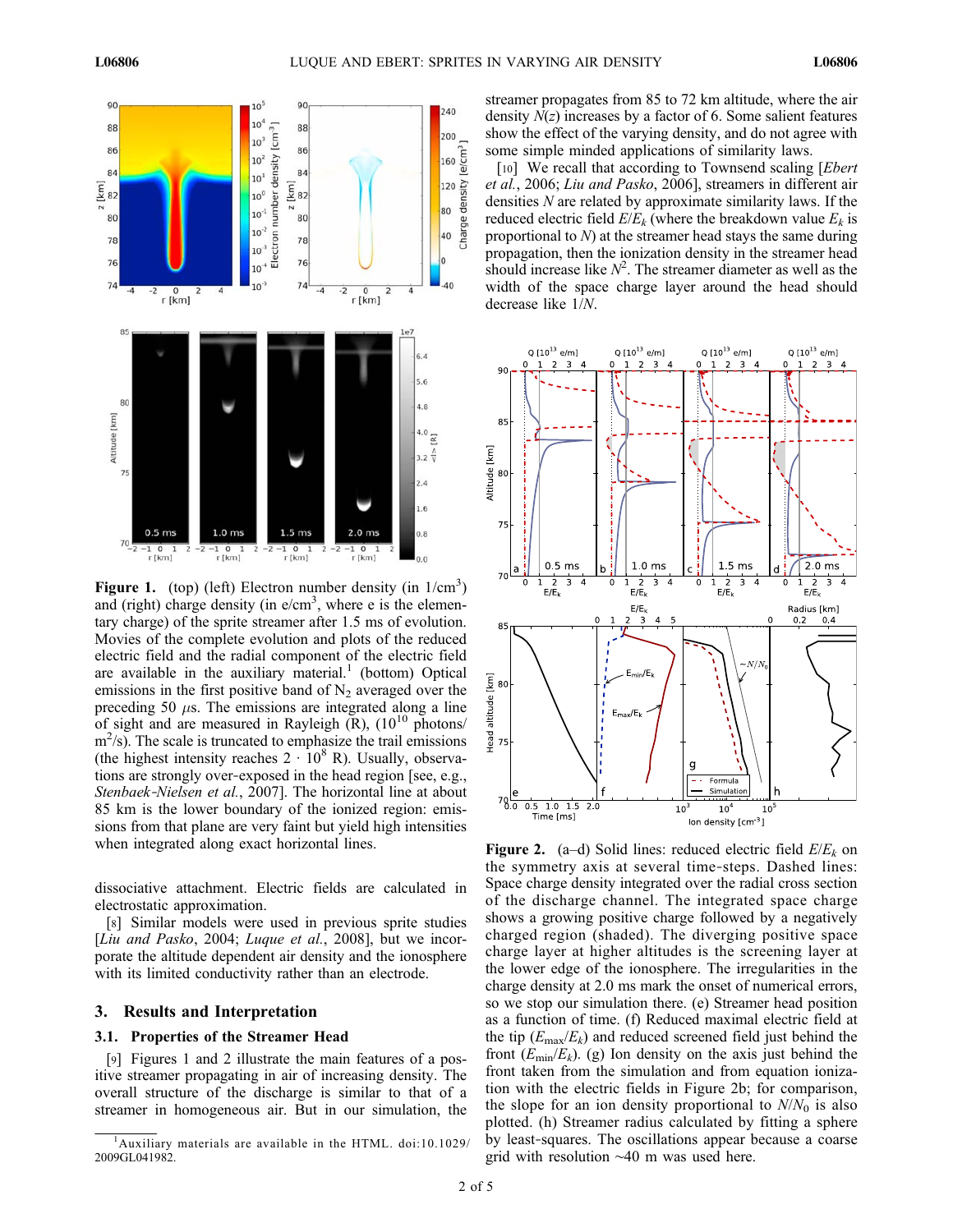**Figure 1.** (top) (left) Electron number density (in $1/\text{cm}^3$) and (right) charge density (in $e/\text{cm}^3$, where e is the elementary charge) of the sprite streamer after 1.5 ms of evolution. Movies of the complete evolution and plots of the reduced electric field and the radial component of the electric field are available in the auxiliary material.[1] (bottom) Optical emissions in the first positive band of $N_2$ averaged over the preceding 50 $\mu$s. The emissions are integrated along a line of sight and are measured in Rayleigh (R), ($10^{10}$ photons/$\text{m}^2$/s). The scale is truncated to emphasize the trail emissions (the highest intensity reaches $2 \cdot 10^8$ R). Usually, observations are strongly over-exposed in the head region [see, e.g., *Stenbaek-Nielsen et al.*, 2007]. The horizontal line at about 85 km is the lower boundary of the ionized region: emissions from that plane are very faint but yield high intensities when integrated along exact horizontal lines.

dissociative attachment. Electric fields are calculated in electrostatic approximation.

[8] Similar models were used in previous sprite studies [*Liu and Pasko*, 2004; *Luque et al.*, 2008], but we incorporate the altitude dependent air density and the ionosphere with its limited conductivity rather than an electrode.

## 3. Results and Interpretation

### 3.1. Properties of the Streamer Head

[9] Figures 1 and 2 illustrate the main features of a positive streamer propagating in air of increasing density. The overall structure of the discharge is similar to that of a streamer in homogeneous air. But in our simulation, the streamer propagates from 85 to 72 km altitude, where the air density $N(z)$ increases by a factor of 6. Some salient features show the effect of the varying density, and do not agree with some simple minded applications of similarity laws.

[10] We recall that according to Townsend scaling [*Ebert et al.*, 2006; *Liu and Pasko*, 2006], streamers in different air densities $N$ are related by approximate similarity laws. If the reduced electric field $E/E_k$ (where the breakdown value $E_k$ is proportional to $N$) at the streamer head stays the same during propagation, then the ionization density in the streamer head should increase like $N^2$. The streamer diameter as well as the width of the space charge layer around the head should decrease like $1/N$.

**Figure 2.** (a–d) Solid lines: reduced electric field $E/E_k$ on the symmetry axis at several time-steps. Dashed lines: Space charge density integrated over the radial cross section of the discharge channel. The integrated space charge shows a growing positive charge followed by a negatively charged region (shaded). The diverging positive space charge layer at higher altitudes is the screening layer at the lower edge of the ionosphere. The irregularities in the charge density at 2.0 ms mark the onset of numerical errors, so we stop our simulation there. (e) Streamer head position as a function of time. (f) Reduced maximal electric field at the tip ($E_{max}/E_k$) and reduced screened field just behind the front ($E_{min}/E_k$). (g) Ion density on the axis just behind the front taken from the simulation and from equation ionization with the electric fields in Figure 2b; for comparison, the slope for an ion density proportional to $N/N_0$ is also plotted. (h) Streamer radius calculated by fitting a sphere by least-squares. The oscillations appear because a coarse grid with resolution ~40 m was used here.

---

[1] Auxiliary materials are available in the HTML. doi:10.1029/2009GL041982.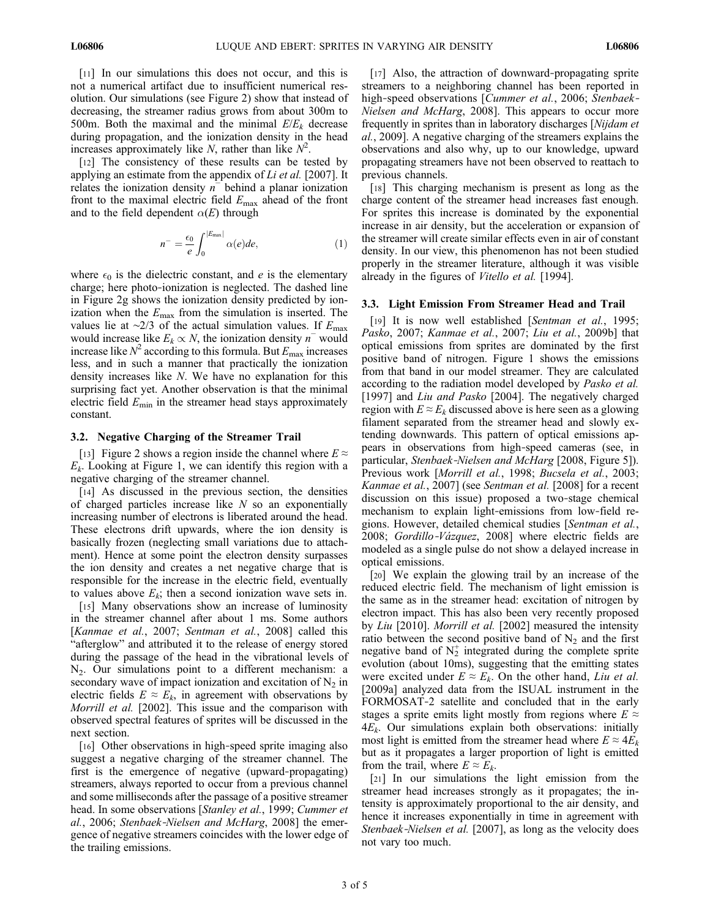[11] In our simulations this does not occur, and this is not a numerical artifact due to insufficient numerical resolution. Our simulations (see Figure 2) show that instead of decreasing, the streamer radius grows from about 300m to 500m. Both the maximal and the minimal $E/E_k$ decrease during propagation, and the ionization density in the head increases approximately like $N$, rather than like $N^2$.

[12] The consistency of these results can be tested by applying an estimate from the appendix of *Li et al.* [2007]. It relates the ionization density $n^-$ behind a planar ionization front to the maximal electric field $E_{\max}$ ahead of the front and to the field dependent $\alpha(E)$ through

$$n^- = \frac{\epsilon_0}{e} \int_0^{|E_{\max}|} \alpha(e) de, \tag{1}$$

where $\epsilon_0$ is the dielectric constant, and $e$ is the elementary charge; here photo-ionization is neglected. The dashed line in Figure 2g shows the ionization density predicted by ionization when the $E_{\max}$ from the simulation is inserted. The values lie at ~2/3 of the actual simulation values. If $E_{\max}$ would increase like $E_k \propto N$, the ionization density $n^-$ would increase like $N^2$ according to this formula. But $E_{\max}$ increases less, and in such a manner that practically the ionization density increases like $N$. We have no explanation for this surprising fact yet. Another observation is that the minimal electric field $E_{\min}$ in the streamer head stays approximately constant.

### 3.2. Negative Charging of the Streamer Trail

[13] Figure 2 shows a region inside the channel where $E \approx E_k$. Looking at Figure 1, we can identify this region with a negative charging of the streamer channel.

[14] As discussed in the previous section, the densities of charged particles increase like $N$ so an exponentially increasing number of electrons is liberated around the head. These electrons drift upwards, where the ion density is basically frozen (neglecting small variations due to attachment). Hence at some point the electron density surpasses the ion density and creates a net negative charge that is responsible for the increase in the electric field, eventually to values above $E_k$; then a second ionization wave sets in.

[15] Many observations show an increase of luminosity in the streamer channel after about 1 ms. Some authors [*Kanmae et al.*, 2007; *Sentman et al.*, 2008] called this "afterglow" and attributed it to the release of energy stored during the passage of the head in the vibrational levels of $N_2$. Our simulations point to a different mechanism: a secondary wave of impact ionization and excitation of $N_2$ in electric fields $E \approx E_k$, in agreement with observations by *Morrill et al.* [2002]. This issue and the comparison with observed spectral features of sprites will be discussed in the next section.

[16] Other observations in high-speed sprite imaging also suggest a negative charging of the streamer channel. The first is the emergence of negative (upward-propagating) streamers, always reported to occur from a previous channel and some milliseconds after the passage of a positive streamer head. In some observations [*Stanley et al.*, 1999; *Cummer et al.*, 2006; *Stenbaek-Nielsen and McHarg*, 2008] the emergence of negative streamers coincides with the lower edge of the trailing emissions.

[17] Also, the attraction of downward-propagating sprite streamers to a neighboring channel has been reported in high-speed observations [*Cummer et al.*, 2006; *Stenbaek-Nielsen and McHarg*, 2008]. This appears to occur more frequently in sprites than in laboratory discharges [*Nijdam et al.*, 2009]. A negative charging of the streamers explains the observations and also why, up to our knowledge, upward propagating streamers have not been observed to reattach to previous channels.

[18] This charging mechanism is present as long as the charge content of the streamer head increases fast enough. For sprites this increase is dominated by the exponential increase in air density, but the acceleration or expansion of the streamer will create similar effects even in air of constant density. In our view, this phenomenon has not been studied properly in the streamer literature, although it was visible already in the figures of *Vitello et al.* [1994].

### 3.3. Light Emission From Streamer Head and Trail

[19] It is now well established [*Sentman et al.*, 1995; *Pasko*, 2007; *Kanmae et al.*, 2007; *Liu et al.*, 2009b] that optical emissions from sprites are dominated by the first positive band of nitrogen. Figure 1 shows the emissions from that band in our model streamer. They are calculated according to the radiation model developed by *Pasko et al.* [1997] and *Liu and Pasko* [2004]. The negatively charged region with $E \approx E_k$ discussed above is here seen as a glowing filament separated from the streamer head and slowly extending downwards. This pattern of optical emissions appears in observations from high-speed cameras (see, in particular, *Stenbaek-Nielsen and McHarg* [2008, Figure 5]). Previous work [*Morrill et al.*, 1998; *Bucsela et al.*, 2003; *Kanmae et al.*, 2007] (see *Sentman et al.* [2008] for a recent discussion on this issue) proposed a two-stage chemical mechanism to explain light-emissions from low-field regions. However, detailed chemical studies [*Sentman et al.*, 2008; *Gordillo-Vázquez*, 2008] where electric fields are modeled as a single pulse do not show a delayed increase in optical emissions.

[20] We explain the glowing trail by an increase of the reduced electric field. The mechanism of light emission is the same as in the streamer head: excitation of nitrogen by electron impact. This has also been very recently proposed by *Liu* [2010]. *Morrill et al.* [2002] measured the intensity ratio between the second positive band of $N_2$ and the first negative band of $N_2^+$ integrated during the complete sprite evolution (about 10ms), suggesting that the emitting states were excited under $E \approx E_k$. On the other hand, *Liu et al.* [2009a] analyzed data from the ISUAL instrument in the FORMOSAT-2 satellite and concluded that in the early stages a sprite emits light mostly from regions where $E \approx 4E_k$. Our simulations explain both observations: initially most light is emitted from the streamer head where $E \approx 4E_k$ but as it propagates a larger proportion of light is emitted from the trail, where $E \approx E_k$.

[21] In our simulations the light emission from the streamer head increases strongly as it propagates; the intensity is approximately proportional to the air density, and hence it increases exponentially in time in agreement with *Stenbaek-Nielsen et al.* [2007], as long as the velocity does not vary too much.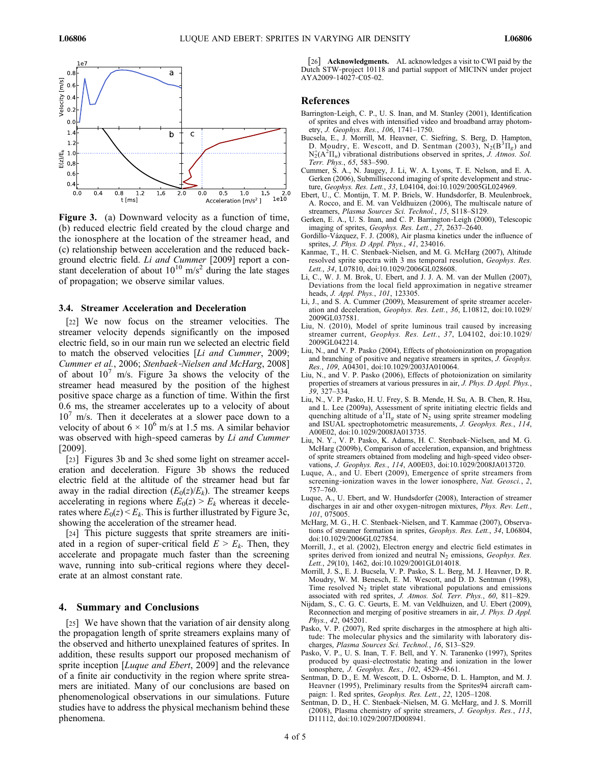**Figure 3.** (a) Downward velocity as a function of time, (b) reduced electric field created by the cloud charge and the ionosphere at the location of the streamer head, and (c) relationship between acceleration and the reduced background electric field. *Li and Cummer* [2009] report a constant deceleration of about $10^{10}$ m/s$^2$ during the late stages of propagation; we observe similar values.

### 3.4. Streamer Acceleration and Deceleration

[22] We now focus on the streamer velocities. The streamer velocity depends significantly on the imposed electric field, so in our main run we selected an electric field to match the observed velocities [*Li and Cummer*, 2009; *Cummer et al.*, 2006; *Stenbaek-Nielsen and McHarg*, 2008] of about $10^7$ m/s. Figure 3a shows the velocity of the streamer head measured by the position of the highest positive space charge as a function of time. Within the first 0.6 ms, the streamer accelerates up to a velocity of about $10^7$ m/s. Then it decelerates at a slower pace down to a velocity of about $6 \times 10^6$ m/s at 1.5 ms. A similar behavior was observed with high-speed cameras by *Li and Cummer* [2009].

[23] Figures 3b and 3c shed some light on streamer acceleration and deceleration. Figure 3b shows the reduced electric field at the altitude of the streamer head but far away in the radial direction ($E_0(z)/E_k$). The streamer keeps accelerating in regions where $E_0(z) > E_k$ whereas it decelerates where $E_0(z) < E_k$. This is further illustrated by Figure 3c, showing the acceleration of the streamer head.

[24] This picture suggests that sprite streamers are initiated in a region of super-critical field $E > E_k$. Then, they accelerate and propagate much faster than the screening wave, running into sub-critical regions where they decelerate at an almost constant rate.

## 4. Summary and Conclusions

[25] We have shown that the variation of air density along the propagation length of sprite streamers explains many of the observed and hitherto unexplained features of sprites. In addition, these results support our proposed mechanism of sprite inception [*Luque and Ebert*, 2009] and the relevance of a finite air conductivity in the region where sprite streamers are initiated. Many of our conclusions are based on phenomenological observations in our simulations. Future studies have to address the physical mechanism behind these phenomena.

[26] **Acknowledgments.** AL acknowledges a visit to CWI paid by the Dutch STW-project 10118 and partial support of MICINN under project AYA2009-14027-C05-02.

## References

Barrington-Leigh, C. P., U. S. Inan, and M. Stanley (2001), Identification of sprites and elves with intensified video and broadband array photometry, *J. Geophys. Res.*, *106*, 1741–1750.

Bucsela, E., J. Morrill, M. Heavner, C. Siefring, S. Berg, D. Hampton, D. Moudry, E. Wescott, and D. Sentman (2003), $N_2(B^3\Pi_g)$ and $N_2^+(A^2\Pi_u)$ vibrational distributions observed in sprites, *J. Atmos. Sol. Terr. Phys.*, *65*, 583–590.

Cummer, S. A., N. Jaugey, J. Li, W. A. Lyons, T. E. Nelson, and E. A. Gerken (2006), Submillisecond imaging of sprite development and structure, *Geophys. Res. Lett.*, *33*, L04104, doi:10.1029/2005GL024969.

Ebert, U., C. Montijn, T. M. P. Briels, W. Hundsdorfer, B. Meulenbroek, A. Rocco, and E. M. van Veldhuizen (2006), The multiscale nature of streamers, *Plasma Sources Sci. Technol.*, *15*, S118–S129.

Gerken, E. A., U. S. Inan, and C. P. Barrington-Leigh (2000), Telescopic imaging of sprites, *Geophys. Res. Lett.*, *27*, 2637–2640.

Gordillo-Vázquez, F. J. (2008), Air plasma kinetics under the influence of sprites, *J. Phys. D Appl. Phys.*, *41*, 234016.

Kanmae, T., H. C. Stenbaek-Nielsen, and M. G. McHarg (2007), Altitude resolved sprite spectra with 3 ms temporal resolution, *Geophys. Res. Lett.*, *34*, L07810, doi:10.1029/2006GL028608.

Li, C., W. J. M. Brok, U. Ebert, and J. J. A. M. van der Mullen (2007), Deviations from the local field approximation in negative streamer heads, *J. Appl. Phys.*, *101*, 123305.

Li, J., and S. A. Cummer (2009), Measurement of sprite streamer acceleration and deceleration, *Geophys. Res. Lett.*, *36*, L10812, doi:10.1029/2009GL037581.

Liu, N. (2010), Model of sprite luminous trail caused by increasing streamer current, *Geophys. Res. Lett.*, *37*, L04102, doi:10.1029/2009GL042214.

Liu, N., and V. P. Pasko (2004), Effects of photoionization on propagation and branching of positive and negative streamers in sprites, *J. Geophys. Res.*, *109*, A04301, doi:10.1029/2003JA010064.

Liu, N., and V. P. Pasko (2006), Effects of photoionization on similarity properties of streamers at various pressures in air, *J. Phys. D Appl. Phys.*, *39*, 327–334.

Liu, N., V. P. Pasko, H. U. Frey, S. B. Mende, H. Su, A. B. Chen, R. Hsu, and L. Lee (2009a), Assessment of sprite initiating electric fields and quenching altitude of $a^1\Pi_g$ state of $N_2$ using sprite streamer modeling and ISUAL spectrophotometric measurements, *J. Geophys. Res.*, *114*, A00E02, doi:10.1029/2008JA013735.

Liu, N. Y., V. P. Pasko, K. Adams, H. C. Stenbaek-Nielsen, and M. G. McHarg (2009b), Comparison of acceleration, expansion, and brightness of sprite streamers obtained from modeling and high-speed video observations, *J. Geophys. Res.*, *114*, A00E03, doi:10.1029/2008JA013720.

Luque, A., and U. Ebert (2009), Emergence of sprite streamers from screening-ionization waves in the lower ionosphere, *Nat. Geosci.*, *2*, 757–760.

Luque, A., U. Ebert, and W. Hundsdorfer (2008), Interaction of streamer discharges in air and other oxygen-nitrogen mixtures, *Phys. Rev. Lett.*, *101*, 075005.

McHarg, M. G., H. C. Stenbaek-Nielsen, and T. Kammae (2007), Observations of streamer formation in sprites, *Geophys. Res. Lett.*, *34*, L06804, doi:10.1029/2006GL027854.

Morrill, J., et al. (2002), Electron energy and electric field estimates in sprites derived from ionized and neutral $N_2$ emissions, *Geophys. Res. Lett.*, *29*(10), 1462, doi:10.1029/2001GL014018.

Morrill, J. S., E. J. Bucsela, V. P. Pasko, S. L. Berg, M. J. Heavner, D. R. Moudry, W. M. Benesch, E. M. Wescott, and D. D. Sentman (1998), Time resolved $N_2$ triplet state vibrational populations and emissions associated with red sprites, *J. Atmos. Sol. Terr. Phys.*, *60*, 811–829.

Nijdam, S., C. G. C. Geurts, E. M. van Veldhuizen, and U. Ebert (2009), Reconnection and merging of positive streamers in air, *J. Phys. D Appl. Phys.*, *42*, 045201.

Pasko, V. P. (2007), Red sprite discharges in the atmosphere at high altitude: The molecular physics and the similarity with laboratory discharges, *Plasma Sources Sci. Technol.*, *16*, S13–S29.

Pasko, V. P., U. S. Inan, T. F. Bell, and Y. N. Taranenko (1997), Sprites produced by quasi-electrostatic heating and ionization in the lower ionosphere, *J. Geophys. Res.*, *102*, 4529–4561.

Sentman, D. D., E. M. Wescott, D. L. Osborne, D. L. Hampton, and M. J. Heavner (1995), Preliminary results from the Sprites94 aircraft campaign: 1. Red sprites, *Geophys. Res. Lett.*, *22*, 1205–1208.

Sentman, D. D., H. C. Stenbaek-Nielsen, M. G. McHarg, and J. S. Morrill (2008), Plasma chemistry of sprite streamers, *J. Geophys. Res.*, *113*, D11112, doi:10.1029/2007JD008941.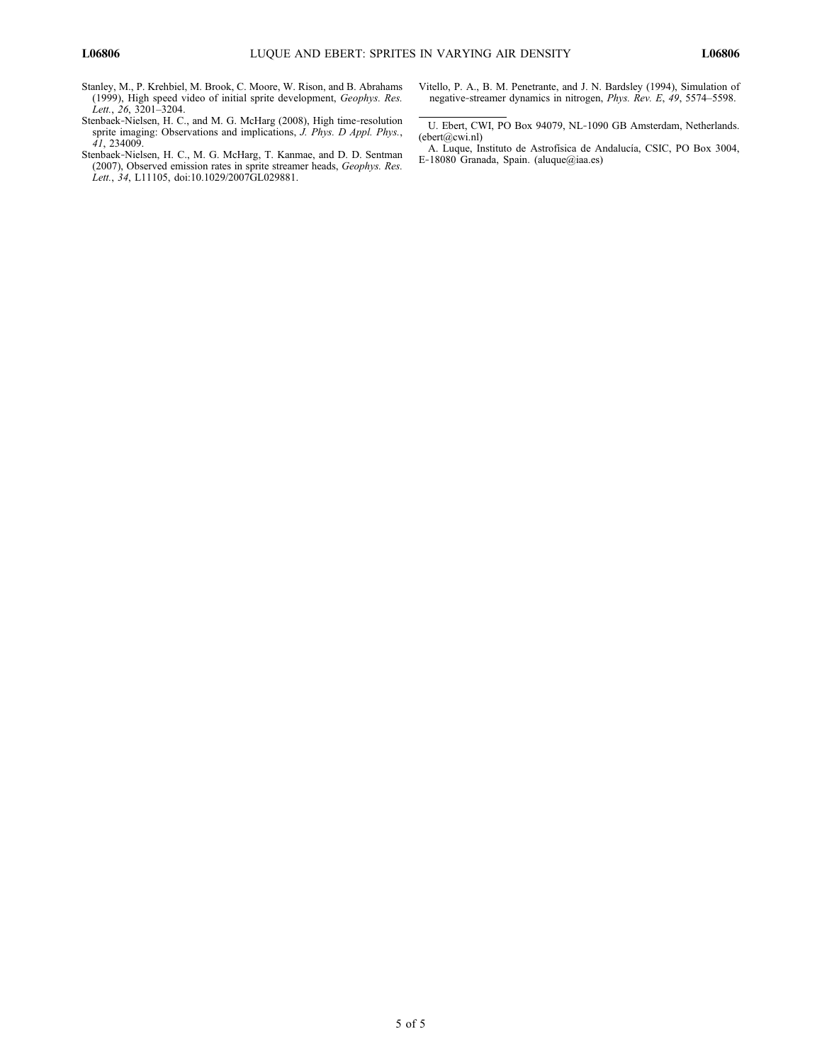Stanley, M., P. Krehbiel, M. Brook, C. Moore, W. Rison, and B. Abrahams (1999), High speed video of initial sprite development, *Geophys. Res. Lett.*, *26*, 3201–3204.

Stenbaek-Nielsen, H. C., and M. G. McHarg (2008), High time-resolution sprite imaging: Observations and implications, *J. Phys. D Appl. Phys.*, *41*, 234009.

Stenbaek-Nielsen, H. C., M. G. McHarg, T. Kanmae, and D. D. Sentman (2007), Observed emission rates in sprite streamer heads, *Geophys. Res. Lett.*, *34*, L11105, doi:10.1029/2007GL029881.

Vitello, P. A., B. M. Penetrante, and J. N. Bardsley (1994), Simulation of negative-streamer dynamics in nitrogen, *Phys. Rev. E*, *49*, 5574–5598.

---

U. Ebert, CWI, PO Box 94079, NL-1090 GB Amsterdam, Netherlands. (ebert@cwi.nl)

A. Luque, Instituto de Astrofísica de Andalucía, CSIC, PO Box 3004, E-18080 Granada, Spain. (aluque@iaa.es)